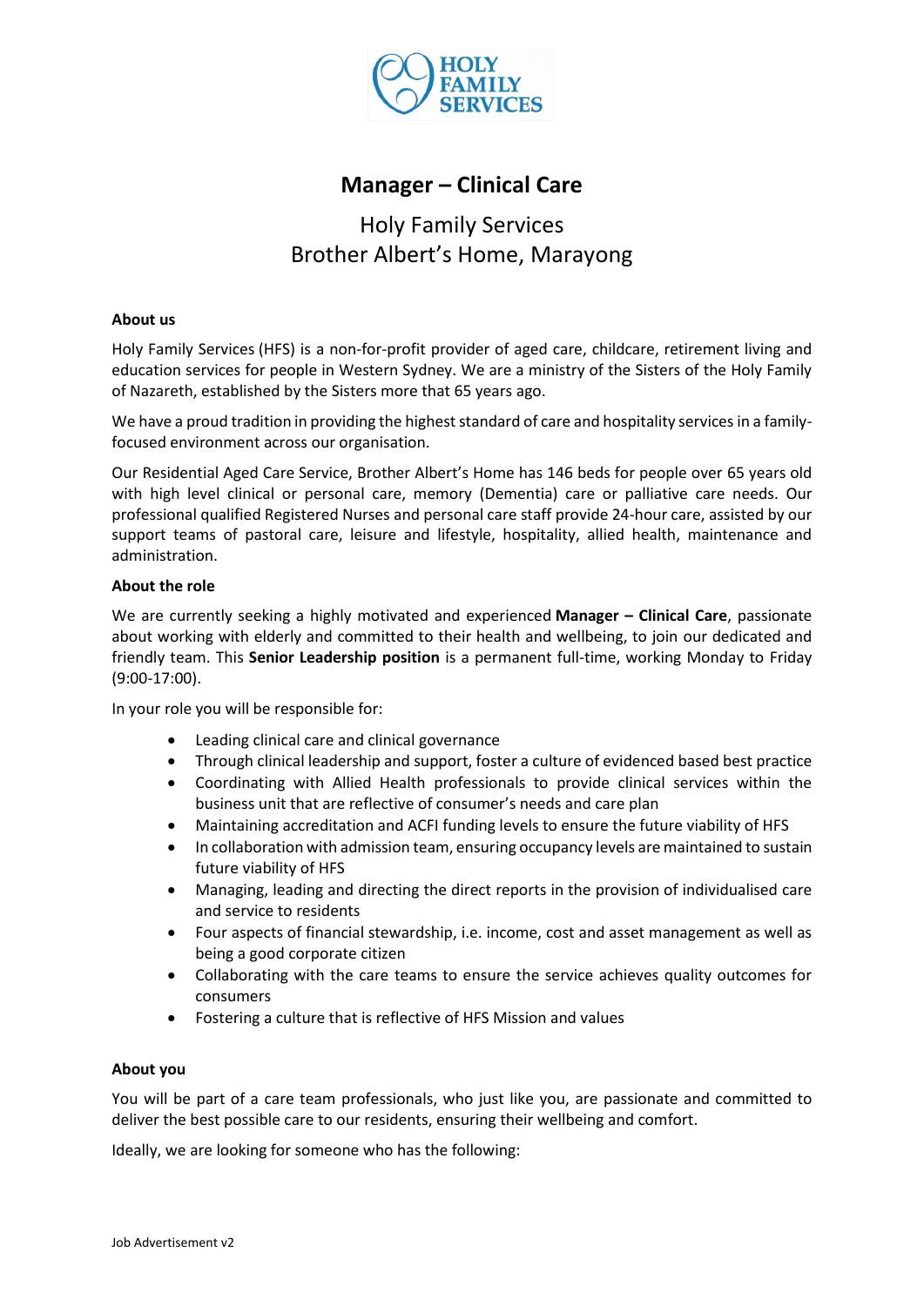# Manager – Clinical Care

## Holy Family Services
## Brother Albert's Home, Marayong

**About us**

Holy Family Services (HFS) is a non-for-profit provider of aged care, childcare, retirement living and education services for people in Western Sydney. We are a ministry of the Sisters of the Holy Family of Nazareth, established by the Sisters more that 65 years ago.

We have a proud tradition in providing the highest standard of care and hospitality services in a family-focused environment across our organisation.

Our Residential Aged Care Service, Brother Albert's Home has 146 beds for people over 65 years old with high level clinical or personal care, memory (Dementia) care or palliative care needs. Our professional qualified Registered Nurses and personal care staff provide 24-hour care, assisted by our support teams of pastoral care, leisure and lifestyle, hospitality, allied health, maintenance and administration.

**About the role**

We are currently seeking a highly motivated and experienced **Manager – Clinical Care**, passionate about working with elderly and committed to their health and wellbeing, to join our dedicated and friendly team. This **Senior Leadership position** is a permanent full-time, working Monday to Friday (9:00-17:00).

In your role you will be responsible for:

- Leading clinical care and clinical governance
- Through clinical leadership and support, foster a culture of evidenced based best practice
- Coordinating with Allied Health professionals to provide clinical services within the business unit that are reflective of consumer's needs and care plan
- Maintaining accreditation and ACFI funding levels to ensure the future viability of HFS
- In collaboration with admission team, ensuring occupancy levels are maintained to sustain future viability of HFS
- Managing, leading and directing the direct reports in the provision of individualised care and service to residents
- Four aspects of financial stewardship, i.e. income, cost and asset management as well as being a good corporate citizen
- Collaborating with the care teams to ensure the service achieves quality outcomes for consumers
- Fostering a culture that is reflective of HFS Mission and values

**About you**

You will be part of a care team professionals, who just like you, are passionate and committed to deliver the best possible care to our residents, ensuring their wellbeing and comfort.

Ideally, we are looking for someone who has the following: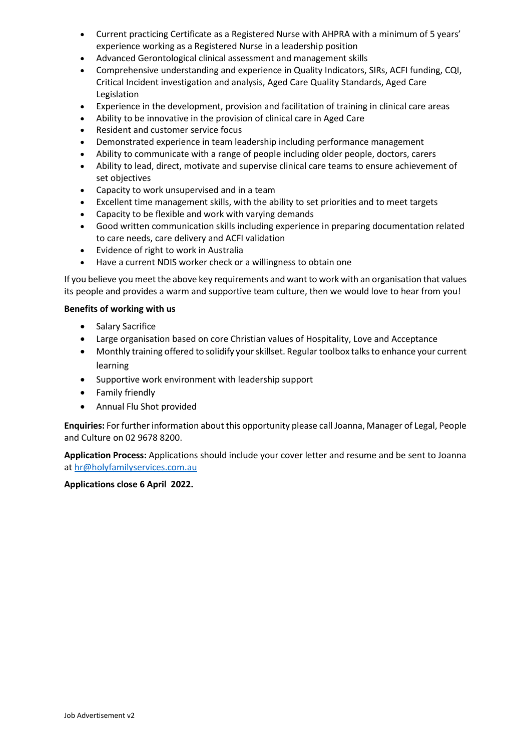- Current practicing Certificate as a Registered Nurse with AHPRA with a minimum of 5 years' experience working as a Registered Nurse in a leadership position
- Advanced Gerontological clinical assessment and management skills
- Comprehensive understanding and experience in Quality Indicators, SIRs, ACFI funding, CQI, Critical Incident investigation and analysis, Aged Care Quality Standards, Aged Care Legislation
- Experience in the development, provision and facilitation of training in clinical care areas
- Ability to be innovative in the provision of clinical care in Aged Care
- Resident and customer service focus
- Demonstrated experience in team leadership including performance management
- Ability to communicate with a range of people including older people, doctors, carers
- Ability to lead, direct, motivate and supervise clinical care teams to ensure achievement of set objectives
- Capacity to work unsupervised and in a team
- Excellent time management skills, with the ability to set priorities and to meet targets
- Capacity to be flexible and work with varying demands
- Good written communication skills including experience in preparing documentation related to care needs, care delivery and ACFI validation
- Evidence of right to work in Australia
- Have a current NDIS worker check or a willingness to obtain one

If you believe you meet the above key requirements and want to work with an organisation that values its people and provides a warm and supportive team culture, then we would love to hear from you!

**Benefits of working with us**

- Salary Sacrifice
- Large organisation based on core Christian values of Hospitality, Love and Acceptance
- Monthly training offered to solidify your skillset. Regular toolbox talks to enhance your current learning
- Supportive work environment with leadership support
- Family friendly
- Annual Flu Shot provided

**Enquiries:** For further information about this opportunity please call Joanna, Manager of Legal, People and Culture on 02 9678 8200.

**Application Process:** Applications should include your cover letter and resume and be sent to Joanna at hr@holyfamilyservices.com.au

**Applications close 6 April 2022.**